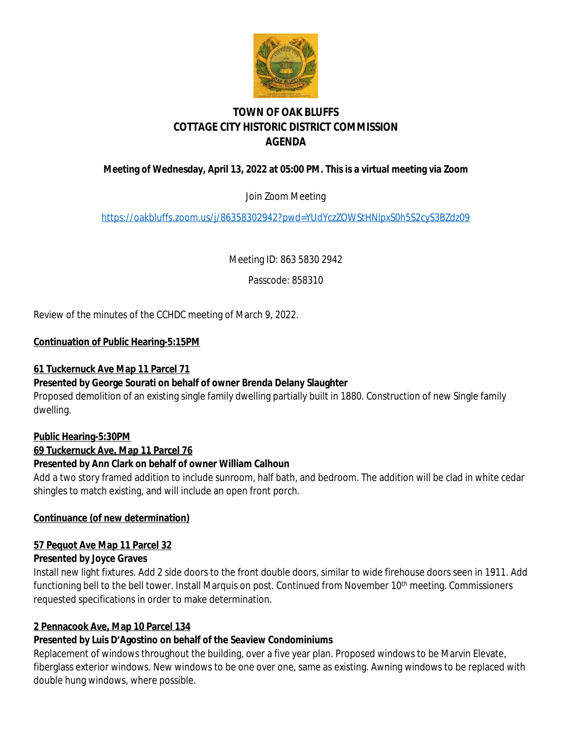# TOWN OF OAK BLUFFS
# COTTAGE CITY HISTORIC DISTRICT COMMISSION
# AGENDA

**Meeting of Wednesday, April 13, 2022 at 05:00 PM. This is a virtual meeting via Zoom**

Join Zoom Meeting

https://oakbluffs.zoom.us/j/86358302942?pwd=YUdYczZOWStHNlpxS0h5S2cyS3BZdz09

Meeting ID: 863 5830 2942

Passcode: 858310

Review of the minutes of the CCHDC meeting of March 9, 2022.

**Continuation of Public Hearing-5:15PM**

**61 Tuckernuck Ave Map 11 Parcel 71**

**Presented by George Sourati on behalf of owner Brenda Delany Slaughter**

Proposed demolition of an existing single family dwelling partially built in 1880. Construction of new Single family dwelling.

**Public Hearing-5:30PM**

**69 Tuckernuck Ave, Map 11 Parcel 76**

**Presented by Ann Clark on behalf of owner William Calhoun**

Add a two story framed addition to include sunroom, half bath, and bedroom. The addition will be clad in white cedar shingles to match existing, and will include an open front porch.

**Continuance (of new determination)**

**57 Pequot Ave Map 11 Parcel 32**

**Presented by Joyce Graves**

Install new light fixtures. Add 2 side doors to the front double doors, similar to wide firehouse doors seen in 1911. Add functioning bell to the bell tower. Install Marquis on post. Continued from November 10th meeting. Commissioners requested specifications in order to make determination.

**2 Pennacook Ave, Map 10 Parcel 134**

**Presented by Luis D'Agostino on behalf of the Seaview Condominiums**

Replacement of windows throughout the building, over a five year plan. Proposed windows to be Marvin Elevate, fiberglass exterior windows. New windows to be one over one, same as existing. Awning windows to be replaced with double hung windows, where possible.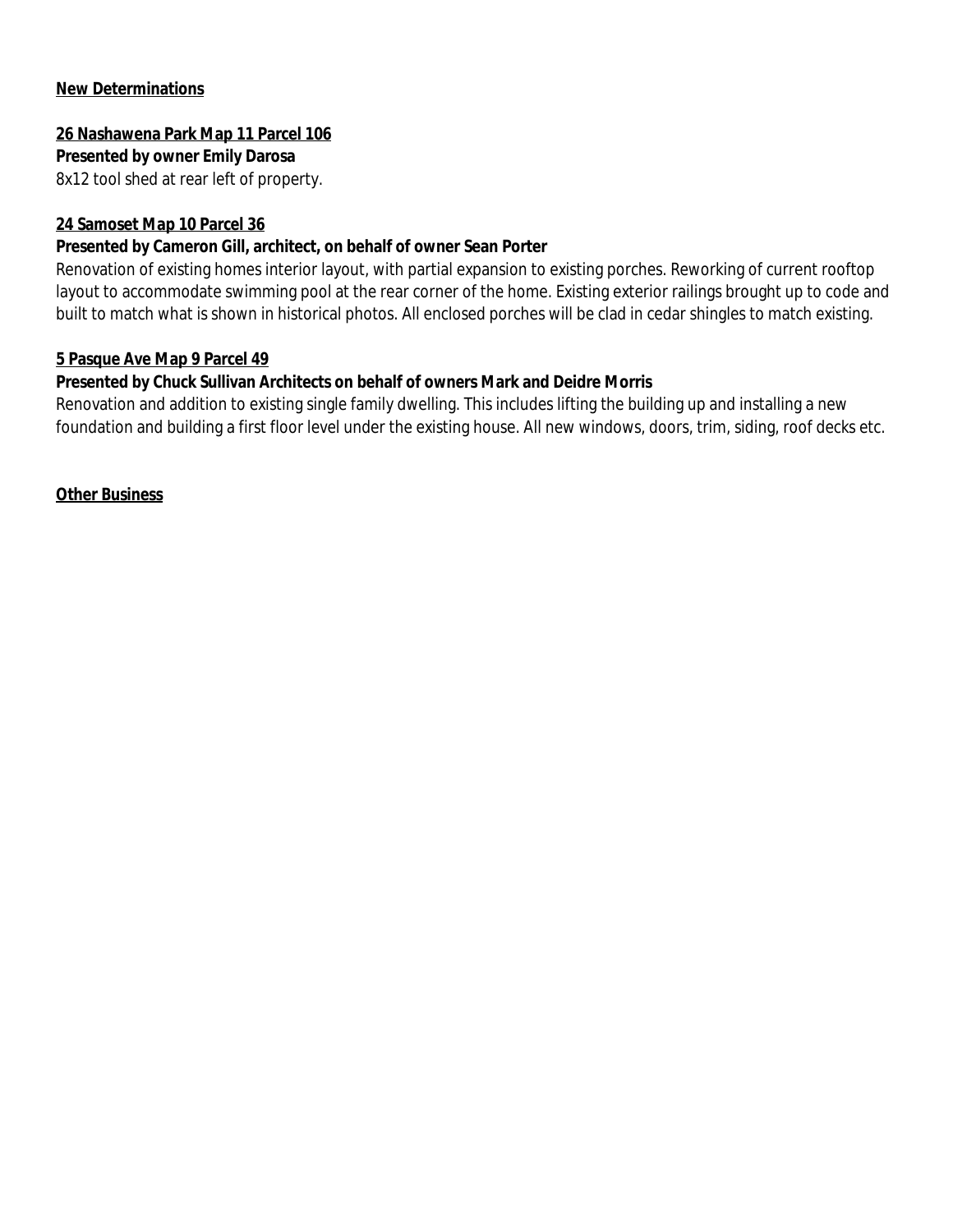**New Determinations**

**26 Nashawena Park Map 11 Parcel 106**

**Presented by owner Emily Darosa**

8x12 tool shed at rear left of property.

**24 Samoset Map 10 Parcel 36**

**Presented by Cameron Gill, architect, on behalf of owner Sean Porter**

Renovation of existing homes interior layout, with partial expansion to existing porches. Reworking of current rooftop layout to accommodate swimming pool at the rear corner of the home. Existing exterior railings brought up to code and built to match what is shown in historical photos. All enclosed porches will be clad in cedar shingles to match existing.

**5 Pasque Ave Map 9 Parcel 49**

**Presented by Chuck Sullivan Architects on behalf of owners Mark and Deidre Morris**

Renovation and addition to existing single family dwelling. This includes lifting the building up and installing a new foundation and building a first floor level under the existing house. All new windows, doors, trim, siding, roof decks etc.

**Other Business**